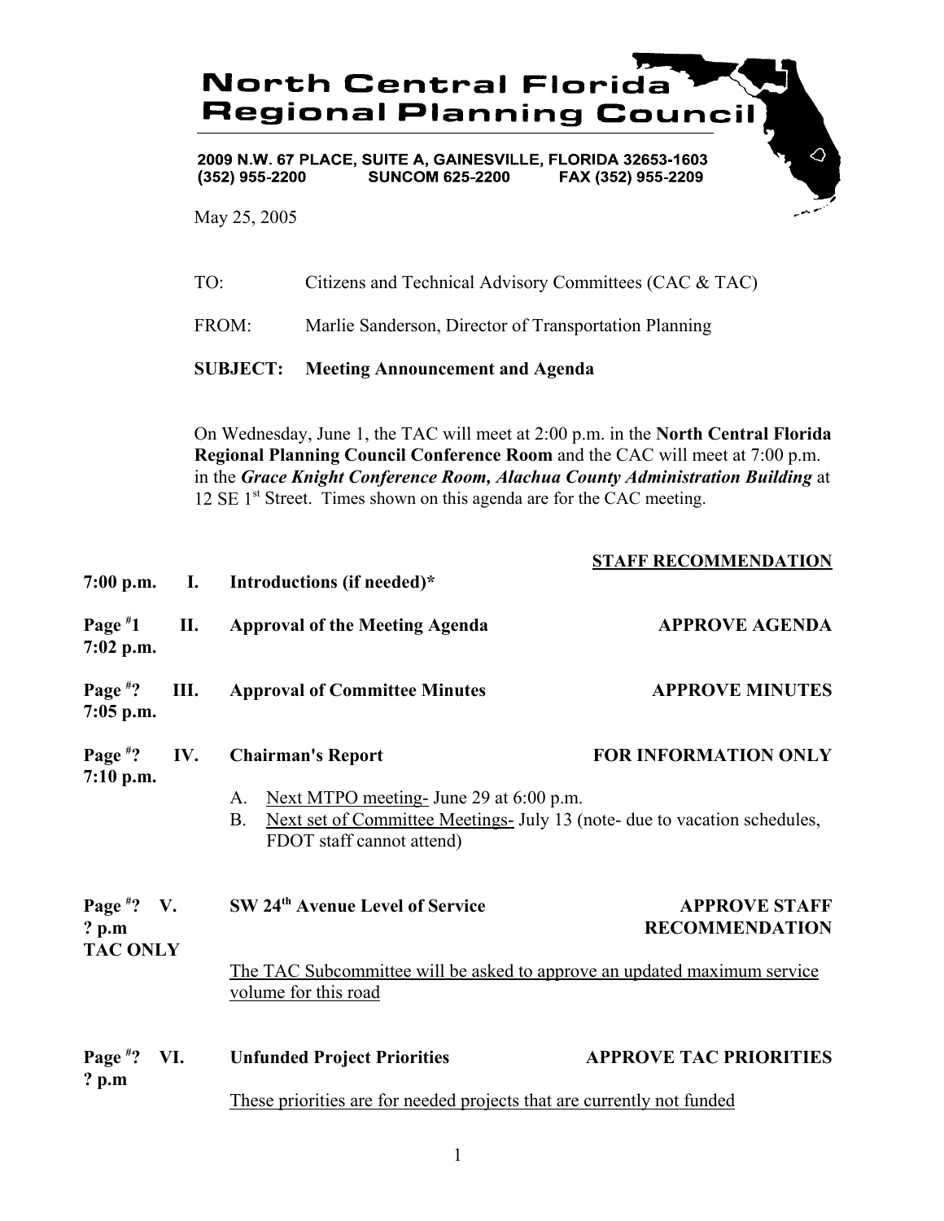# North Central Florida Regional Planning Council

**2009 N.W. 67 PLACE, SUITE A, GAINESVILLE, FLORIDA 32653-1603**
**(352) 955-2200 SUNCOM 625-2200 FAX (352) 955-2209**

May 25, 2005

TO: Citizens and Technical Advisory Committees (CAC & TAC)

FROM: Marlie Sanderson, Director of Transportation Planning

**SUBJECT: Meeting Announcement and Agenda**

On Wednesday, June 1, the TAC will meet at 2:00 p.m. in the **North Central Florida Regional Planning Council Conference Room** and the CAC will meet at 7:00 p.m. in the ***Grace Knight Conference Room, Alachua County Administration Building*** at 12 SE 1st Street. Times shown on this agenda are for the CAC meeting.

| | | | STAFF RECOMMENDATION |
|---|---|---|---|
| **7:00 p.m.** | **I.** | **Introductions (if needed)*** | |
| **Page #1 7:02 p.m.** | **II.** | **Approval of the Meeting Agenda** | **APPROVE AGENDA** |
| **Page #? 7:05 p.m.** | **III.** | **Approval of Committee Minutes** | **APPROVE MINUTES** |
| **Page #? 7:10 p.m.** | **IV.** | **Chairman's Report** | **FOR INFORMATION ONLY** |

A. Next MTPO meeting- June 29 at 6:00 p.m.
B. Next set of Committee Meetings- July 13 (note- due to vacation schedules, FDOT staff cannot attend)

| | | | |
|---|---|---|---|
| **Page #? ? p.m TAC ONLY** | **V.** | **SW 24th Avenue Level of Service** | **APPROVE STAFF RECOMMENDATION** |

The TAC Subcommittee will be asked to approve an updated maximum service volume for this road

| | | | |
|---|---|---|---|
| **Page #? ? p.m** | **VI.** | **Unfunded Project Priorities** | **APPROVE TAC PRIORITIES** |

These priorities are for needed projects that are currently not funded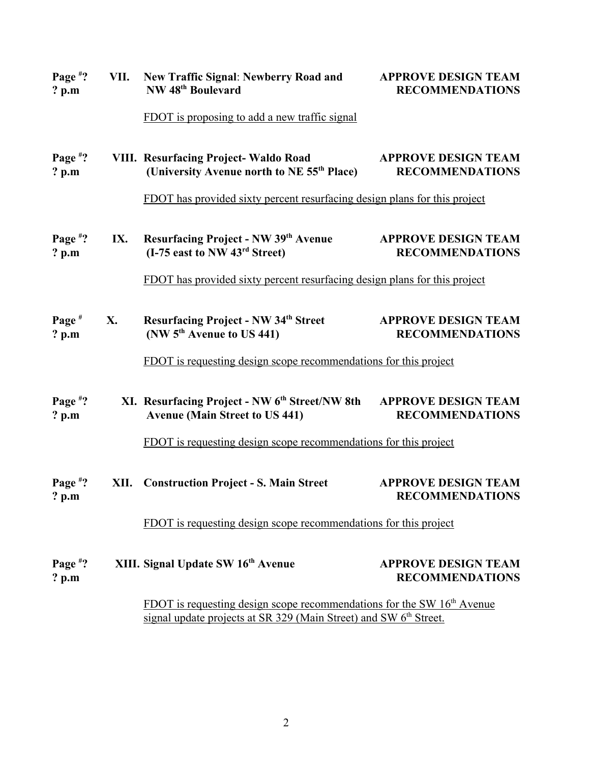Page [#]?
? p.m

**VII. New Traffic Signal: Newberry Road and NW 48th Boulevard** — **APPROVE DESIGN TEAM RECOMMENDATIONS**

<u>FDOT is proposing to add a new traffic signal</u>

Page [#]?
? p.m

**VIII. Resurfacing Project- Waldo Road (University Avenue north to NE 55th Place)** — **APPROVE DESIGN TEAM RECOMMENDATIONS**

<u>FDOT has provided sixty percent resurfacing design plans for this project</u>

Page [#]?
? p.m

**IX. Resurfacing Project - NW 39th Avenue (I-75 east to NW 43rd Street)** — **APPROVE DESIGN TEAM RECOMMENDATIONS**

<u>FDOT has provided sixty percent resurfacing design plans for this project</u>

Page [#]
? p.m

**X. Resurfacing Project - NW 34th Street (NW 5th Avenue to US 441)** — **APPROVE DESIGN TEAM RECOMMENDATIONS**

<u>FDOT is requesting design scope recommendations for this project</u>

Page [#]?
? p.m

**XI. Resurfacing Project - NW 6th Street/NW 8th Avenue (Main Street to US 441)** — **APPROVE DESIGN TEAM RECOMMENDATIONS**

<u>FDOT is requesting design scope recommendations for this project</u>

Page [#]?
? p.m

**XII. Construction Project - S. Main Street** — **APPROVE DESIGN TEAM RECOMMENDATIONS**

<u>FDOT is requesting design scope recommendations for this project</u>

Page [#]?
? p.m

**XIII. Signal Update SW 16th Avenue** — **APPROVE DESIGN TEAM RECOMMENDATIONS**

<u>FDOT is requesting design scope recommendations for the SW 16th Avenue signal update projects at SR 329 (Main Street) and SW 6th Street.</u>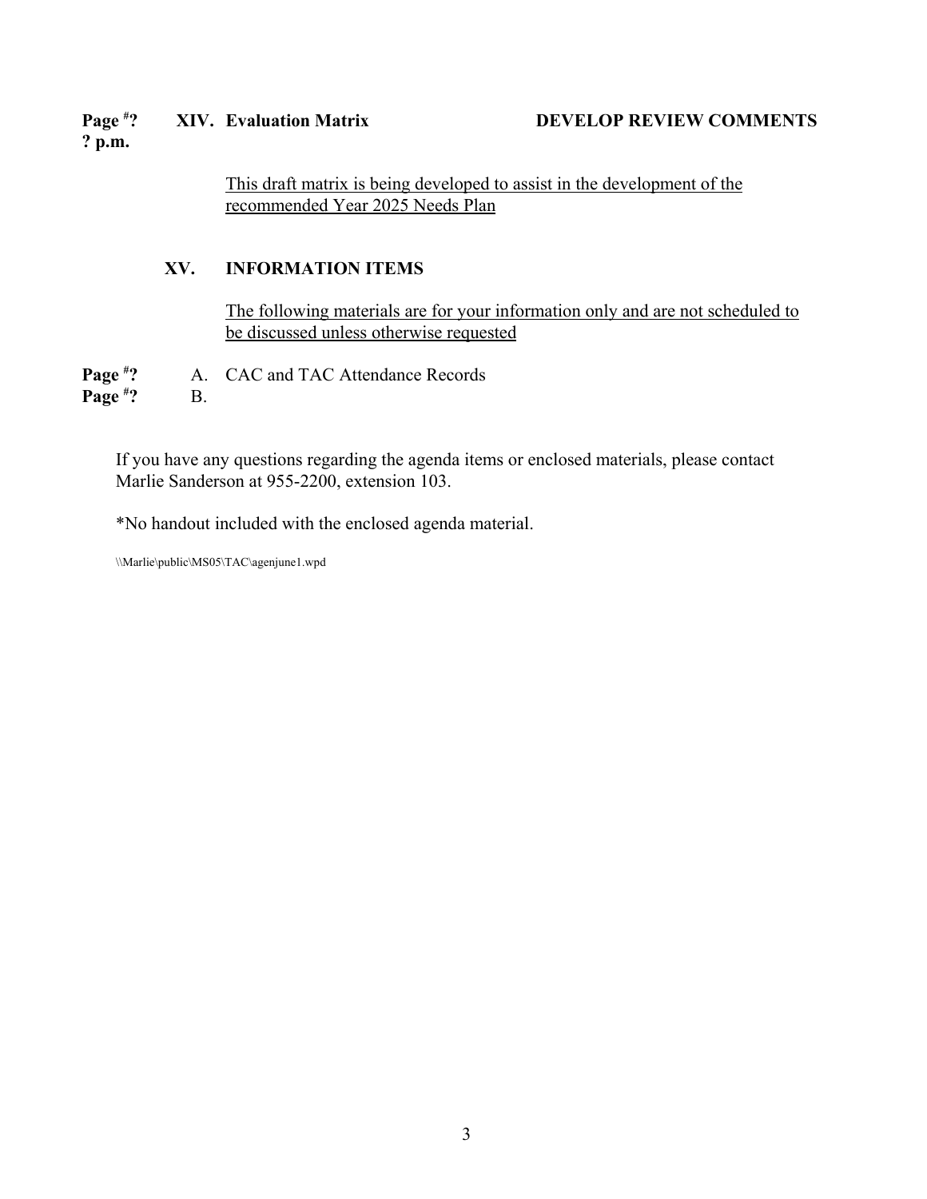**Page [#]? XIV. Evaluation Matrix** **DEVELOP REVIEW COMMENTS**
**? p.m.**

This draft matrix is being developed to assist in the development of the recommended Year 2025 Needs Plan

## XV. INFORMATION ITEMS

The following materials are for your information only and are not scheduled to be discussed unless otherwise requested

**Page [#]?** A. CAC and TAC Attendance Records
**Page [#]?** B.

If you have any questions regarding the agenda items or enclosed materials, please contact Marlie Sanderson at 955-2200, extension 103.

*No handout included with the enclosed agenda material.

\\Marlie\public\MS05\TAC\agenjune1.wpd